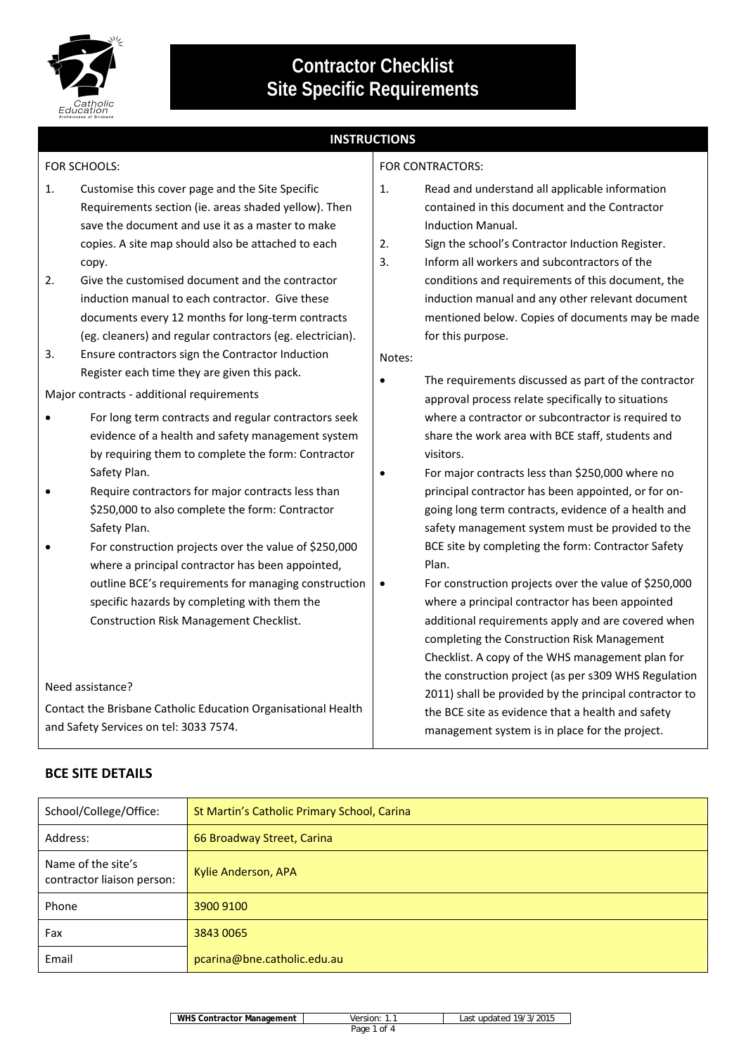# Contractor Checklist
# Site Specific Requirements

## INSTRUCTIONS

FOR SCHOOLS:

1. Customise this cover page and the Site Specific Requirements section (ie. areas shaded yellow). Then save the document and use it as a master to make copies. A site map should also be attached to each copy.
2. Give the customised document and the contractor induction manual to each contractor. Give these documents every 12 months for long-term contracts (eg. cleaners) and regular contractors (eg. electrician).
3. Ensure contractors sign the Contractor Induction Register each time they are given this pack.

Major contracts - additional requirements

- For long term contracts and regular contractors seek evidence of a health and safety management system by requiring them to complete the form: Contractor Safety Plan.
- Require contractors for major contracts less than $250,000 to also complete the form: Contractor Safety Plan.
- For construction projects over the value of $250,000 where a principal contractor has been appointed, outline BCE's requirements for managing construction specific hazards by completing with them the Construction Risk Management Checklist.

Need assistance?

Contact the Brisbane Catholic Education Organisational Health and Safety Services on tel: 3033 7574.

FOR CONTRACTORS:

1. Read and understand all applicable information contained in this document and the Contractor Induction Manual.
2. Sign the school's Contractor Induction Register.
3. Inform all workers and subcontractors of the conditions and requirements of this document, the induction manual and any other relevant document mentioned below. Copies of documents may be made for this purpose.

Notes:

- The requirements discussed as part of the contractor approval process relate specifically to situations where a contractor or subcontractor is required to share the work area with BCE staff, students and visitors.
- For major contracts less than $250,000 where no principal contractor has been appointed, or for on-going long term contracts, evidence of a health and safety management system must be provided to the BCE site by completing the form: Contractor Safety Plan.
- For construction projects over the value of $250,000 where a principal contractor has been appointed additional requirements apply and are covered when completing the Construction Risk Management Checklist. A copy of the WHS management plan for the construction project (as per s309 WHS Regulation 2011) shall be provided by the principal contractor to the BCE site as evidence that a health and safety management system is in place for the project.

## BCE SITE DETAILS

| | |
|---|---|
| School/College/Office: | St Martin's Catholic Primary School, Carina |
| Address: | 66 Broadway Street, Carina |
| Name of the site's contractor liaison person: | Kylie Anderson, APA |
| Phone | 3900 9100 |
| Fax | 3843 0065 |
| Email | pcarina@bne.catholic.edu.au |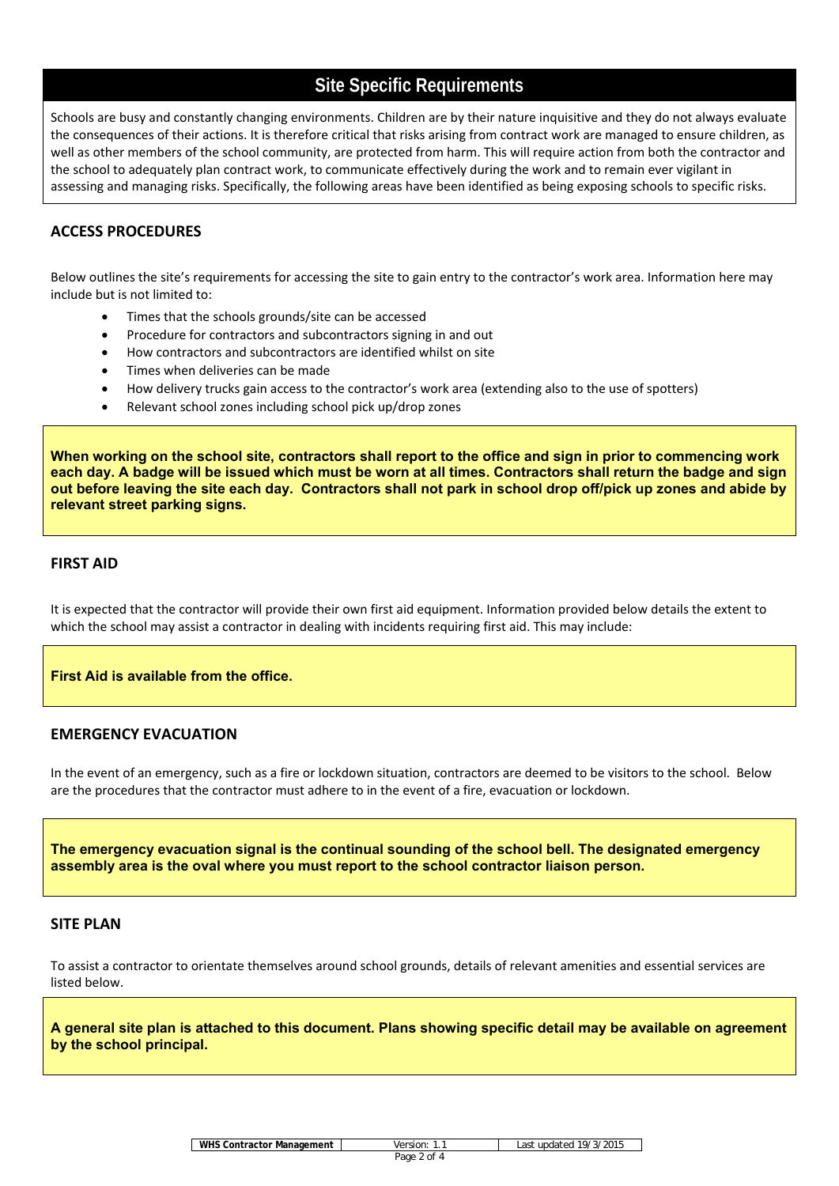# Site Specific Requirements

Schools are busy and constantly changing environments. Children are by their nature inquisitive and they do not always evaluate the consequences of their actions. It is therefore critical that risks arising from contract work are managed to ensure children, as well as other members of the school community, are protected from harm. This will require action from both the contractor and the school to adequately plan contract work, to communicate effectively during the work and to remain ever vigilant in assessing and managing risks. Specifically, the following areas have been identified as being exposing schools to specific risks.

## ACCESS PROCEDURES

Below outlines the site's requirements for accessing the site to gain entry to the contractor's work area. Information here may include but is not limited to:

- Times that the schools grounds/site can be accessed
- Procedure for contractors and subcontractors signing in and out
- How contractors and subcontractors are identified whilst on site
- Times when deliveries can be made
- How delivery trucks gain access to the contractor's work area (extending also to the use of spotters)
- Relevant school zones including school pick up/drop zones

**When working on the school site, contractors shall report to the office and sign in prior to commencing work each day. A badge will be issued which must be worn at all times. Contractors shall return the badge and sign out before leaving the site each day. Contractors shall not park in school drop off/pick up zones and abide by relevant street parking signs.**

## FIRST AID

It is expected that the contractor will provide their own first aid equipment. Information provided below details the extent to which the school may assist a contractor in dealing with incidents requiring first aid. This may include:

**First Aid is available from the office.**

## EMERGENCY EVACUATION

In the event of an emergency, such as a fire or lockdown situation, contractors are deemed to be visitors to the school. Below are the procedures that the contractor must adhere to in the event of a fire, evacuation or lockdown.

**The emergency evacuation signal is the continual sounding of the school bell. The designated emergency assembly area is the oval where you must report to the school contractor liaison person.**

## SITE PLAN

To assist a contractor to orientate themselves around school grounds, details of relevant amenities and essential services are listed below.

**A general site plan is attached to this document. Plans showing specific detail may be available on agreement by the school principal.**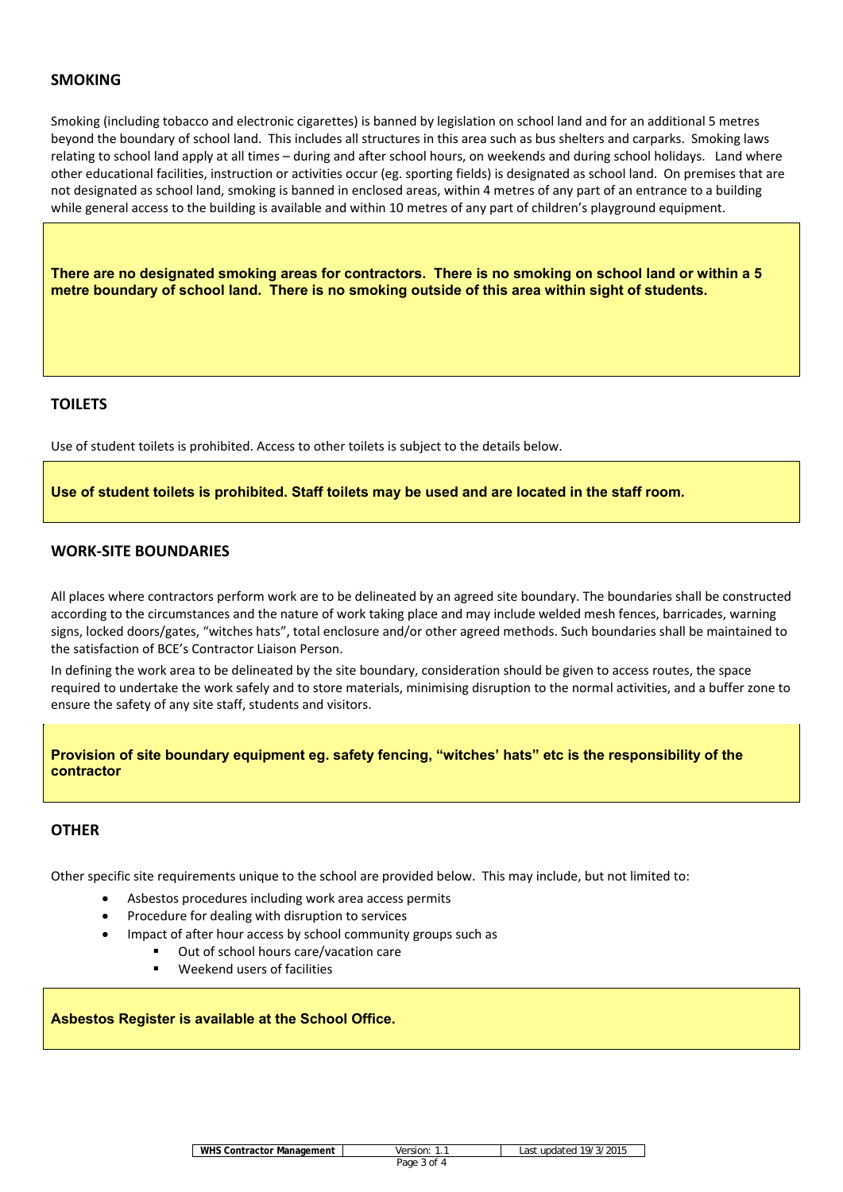## SMOKING

Smoking (including tobacco and electronic cigarettes) is banned by legislation on school land and for an additional 5 metres beyond the boundary of school land. This includes all structures in this area such as bus shelters and carparks. Smoking laws relating to school land apply at all times – during and after school hours, on weekends and during school holidays. Land where other educational facilities, instruction or activities occur (eg. sporting fields) is designated as school land. On premises that are not designated as school land, smoking is banned in enclosed areas, within 4 metres of any part of an entrance to a building while general access to the building is available and within 10 metres of any part of children's playground equipment.

**There are no designated smoking areas for contractors. There is no smoking on school land or within a 5 metre boundary of school land. There is no smoking outside of this area within sight of students.**

## TOILETS

Use of student toilets is prohibited. Access to other toilets is subject to the details below.

**Use of student toilets is prohibited. Staff toilets may be used and are located in the staff room.**

## WORK-SITE BOUNDARIES

All places where contractors perform work are to be delineated by an agreed site boundary. The boundaries shall be constructed according to the circumstances and the nature of work taking place and may include welded mesh fences, barricades, warning signs, locked doors/gates, "witches hats", total enclosure and/or other agreed methods. Such boundaries shall be maintained to the satisfaction of BCE's Contractor Liaison Person.

In defining the work area to be delineated by the site boundary, consideration should be given to access routes, the space required to undertake the work safely and to store materials, minimising disruption to the normal activities, and a buffer zone to ensure the safety of any site staff, students and visitors.

**Provision of site boundary equipment eg. safety fencing, "witches' hats" etc is the responsibility of the contractor**

## OTHER

Other specific site requirements unique to the school are provided below. This may include, but not limited to:

- Asbestos procedures including work area access permits
- Procedure for dealing with disruption to services
- Impact of after hour access by school community groups such as
  - Out of school hours care/vacation care
  - Weekend users of facilities

**Asbestos Register is available at the School Office.**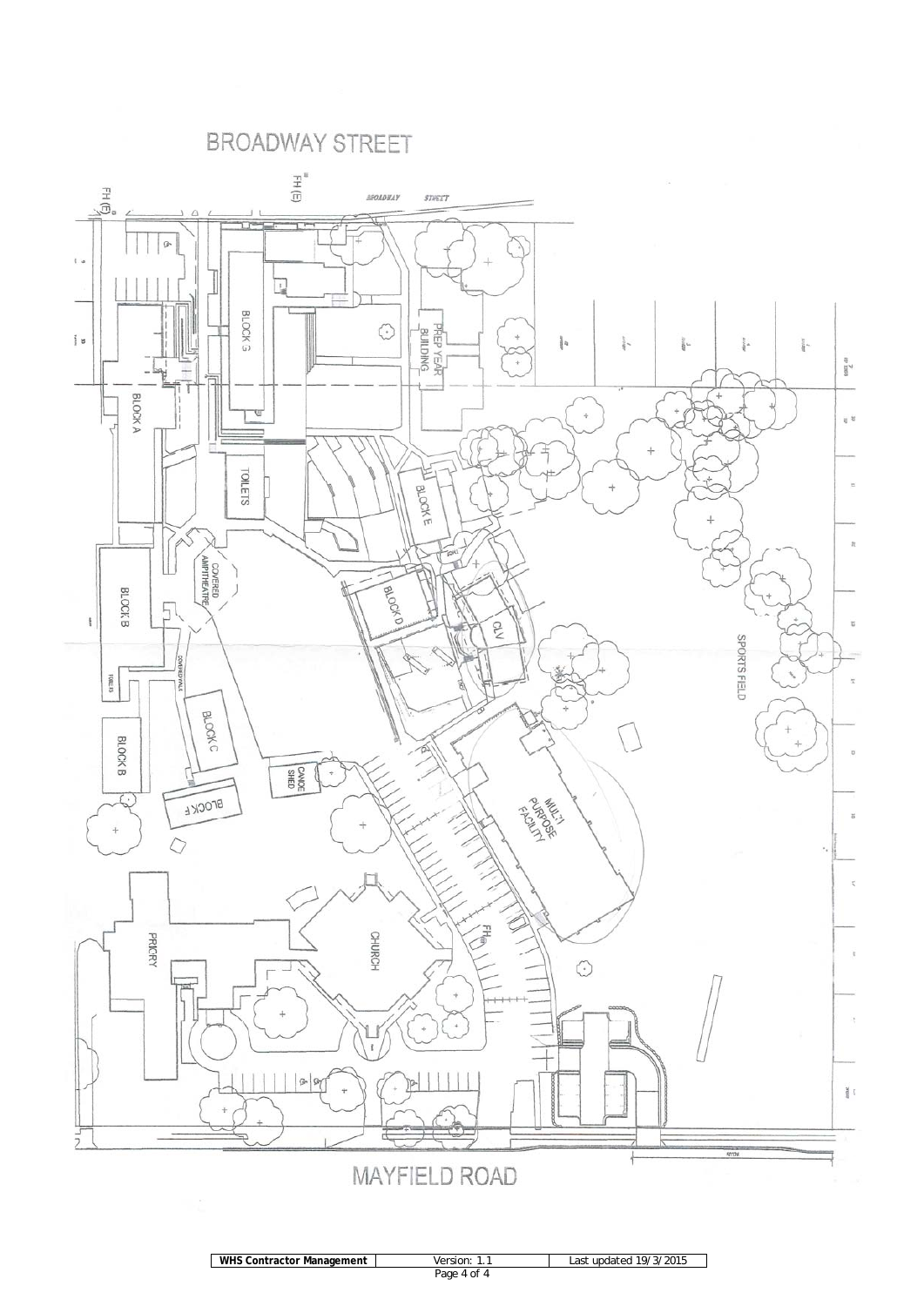BROADWAY STREET

FH (E)

FH (E)

BROADWAY STREET

PREP YEAR BUILDING

BLOCK G

BLOCK A

TOILETS

BLOCK E

COVERED AMPITHEATRE

BLOCK B

BLOCK D

CLV

SPORTS FIELD

COVERED WALK

TOILETS

BLOCK C

BLOCK B

CANOE SHED

BLOCK F

MULTI PURPOSE FACILITY

PRIORY

CHURCH

FH

MAYFIELD ROAD